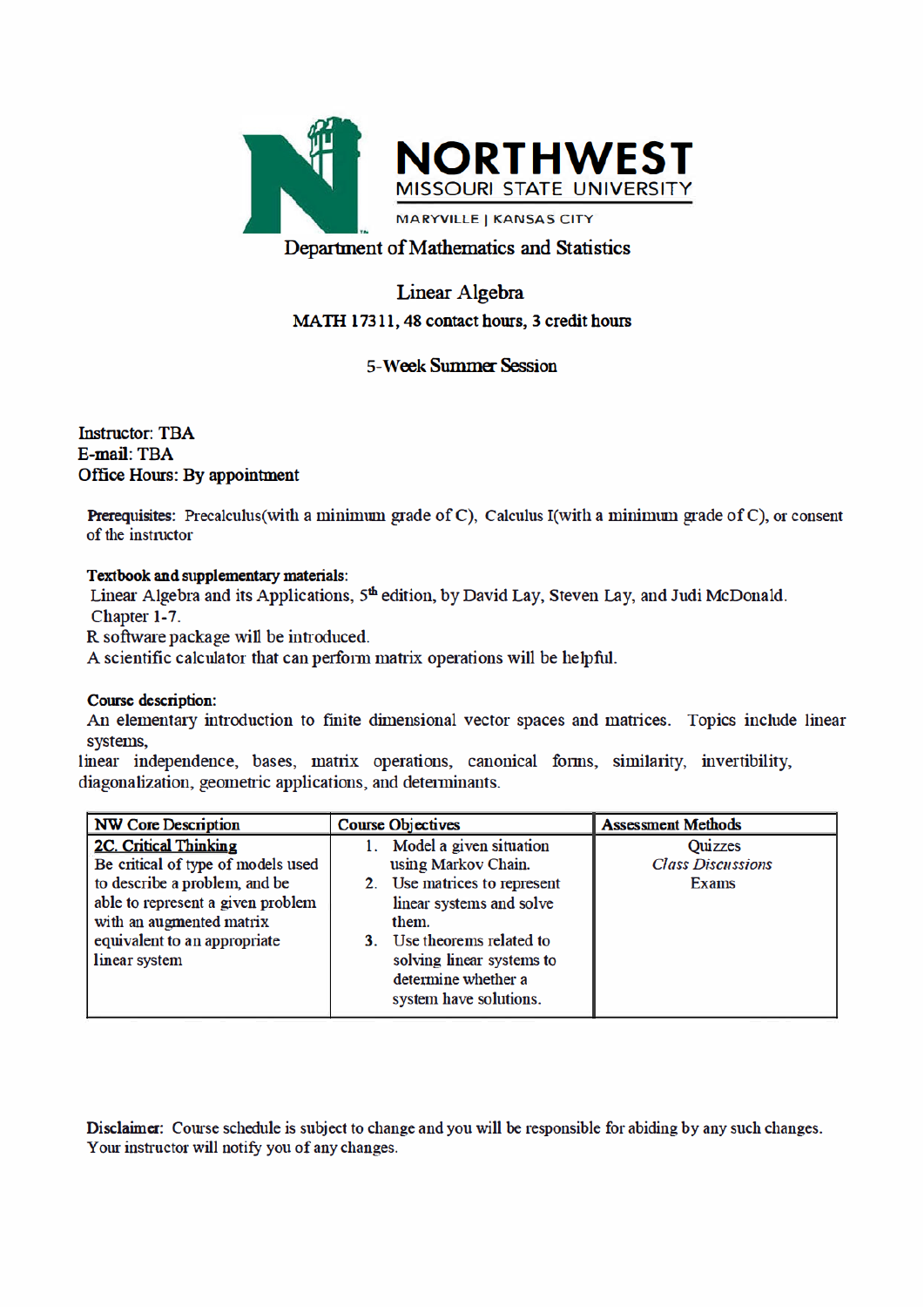# NORTHWEST MISSOURI STATE UNIVERSITY

MARYVILLE | KANSAS CITY

## Department of Mathematics and Statistics

## Linear Algebra

**MATH 17311, 48 contact hours, 3 credit hours**

5-Week Summer Session

**Instructor: TBA**
**E-mail: TBA**
**Office Hours: By appointment**

**Prerequisites:** Precalculus(with a minimum grade of C), Calculus I(with a minimum grade of C), or consent of the instructor

**Textbook and supplementary materials:**
Linear Algebra and its Applications, 5th edition, by David Lay, Steven Lay, and Judi McDonald. Chapter 1-7.
R software package will be introduced.
A scientific calculator that can perform matrix operations will be helpful.

**Course description:**
An elementary introduction to finite dimensional vector spaces and matrices. Topics include linear systems,
linear independence, bases, matrix operations, canonical forms, similarity, invertibility, diagonalization, geometric applications, and determinants.

| NW Core Description | Course Objectives | Assessment Methods |
|---|---|---|
| **2C. Critical Thinking**<br>Be critical of type of models used to describe a problem, and be able to represent a given problem with an augmented matrix equivalent to an appropriate linear system | 1. Model a given situation using Markov Chain.<br>2. Use matrices to represent linear systems and solve them.<br>3. Use theorems related to solving linear systems to determine whether a system have solutions. | Quizzes<br>*Class Discussions*<br>Exams |

**Disclaimer:** Course schedule is subject to change and you will be responsible for abiding by any such changes. Your instructor will notify you of any changes.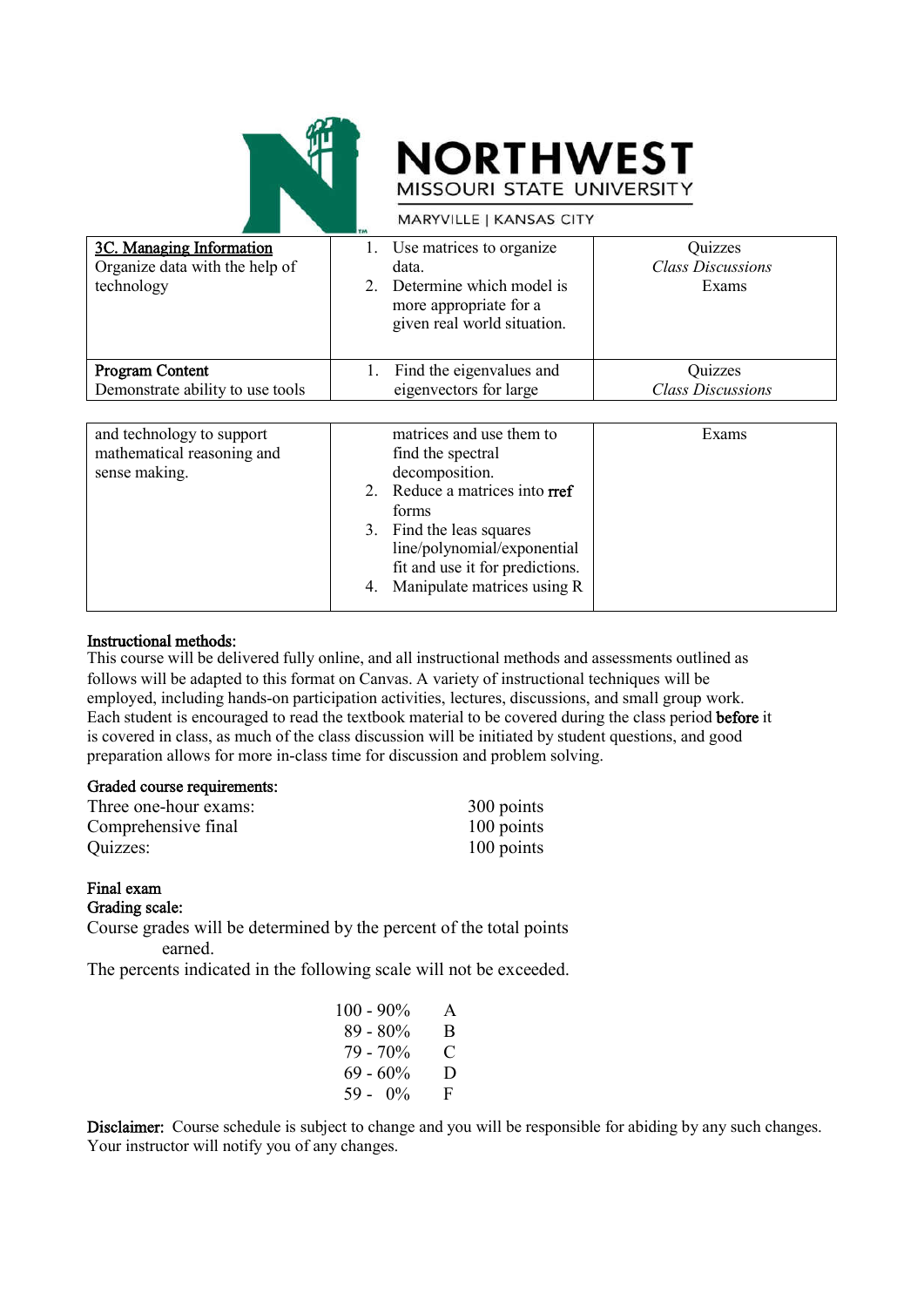| | | |
|---|---|---|
| <u>3C. Managing Information</u><br>Organize data with the help of technology | 1. Use matrices to organize data.<br>2. Determine which model is more appropriate for a given real world situation. | Quizzes<br>*Class Discussions*<br>Exams |
| **Program Content**<br>Demonstrate ability to use tools and technology to support mathematical reasoning and sense making. | 1. Find the eigenvalues and eigenvectors for large matrices and use them to find the spectral decomposition.<br>2. Reduce a matrices into **rref** forms<br>3. Find the leas squares line/polynomial/exponential fit and use it for predictions.<br>4. Manipulate matrices using R | Quizzes<br>*Class Discussions*<br>Exams |

**Instructional methods:**
This course will be delivered fully online, and all instructional methods and assessments outlined as follows will be adapted to this format on Canvas. A variety of instructional techniques will be employed, including hands-on participation activities, lectures, discussions, and small group work. Each student is encouraged to read the textbook material to be covered during the class period **before** it is covered in class, as much of the class discussion will be initiated by student questions, and good preparation allows for more in-class time for discussion and problem solving.

**Graded course requirements:**

| | |
|---|---|
| Three one-hour exams: | 300 points |
| Comprehensive final | 100 points |
| Quizzes: | 100 points |

**Final exam**

**Grading scale:**
Course grades will be determined by the percent of the total points earned.
The percents indicated in the following scale will not be exceeded.

| | |
|---|---|
| 100 - 90% | A |
| 89 - 80% | B |
| 79 - 70% | C |
| 69 - 60% | D |
| 59 - 0% | F |

**Disclaimer:** Course schedule is subject to change and you will be responsible for abiding by any such changes. Your instructor will notify you of any changes.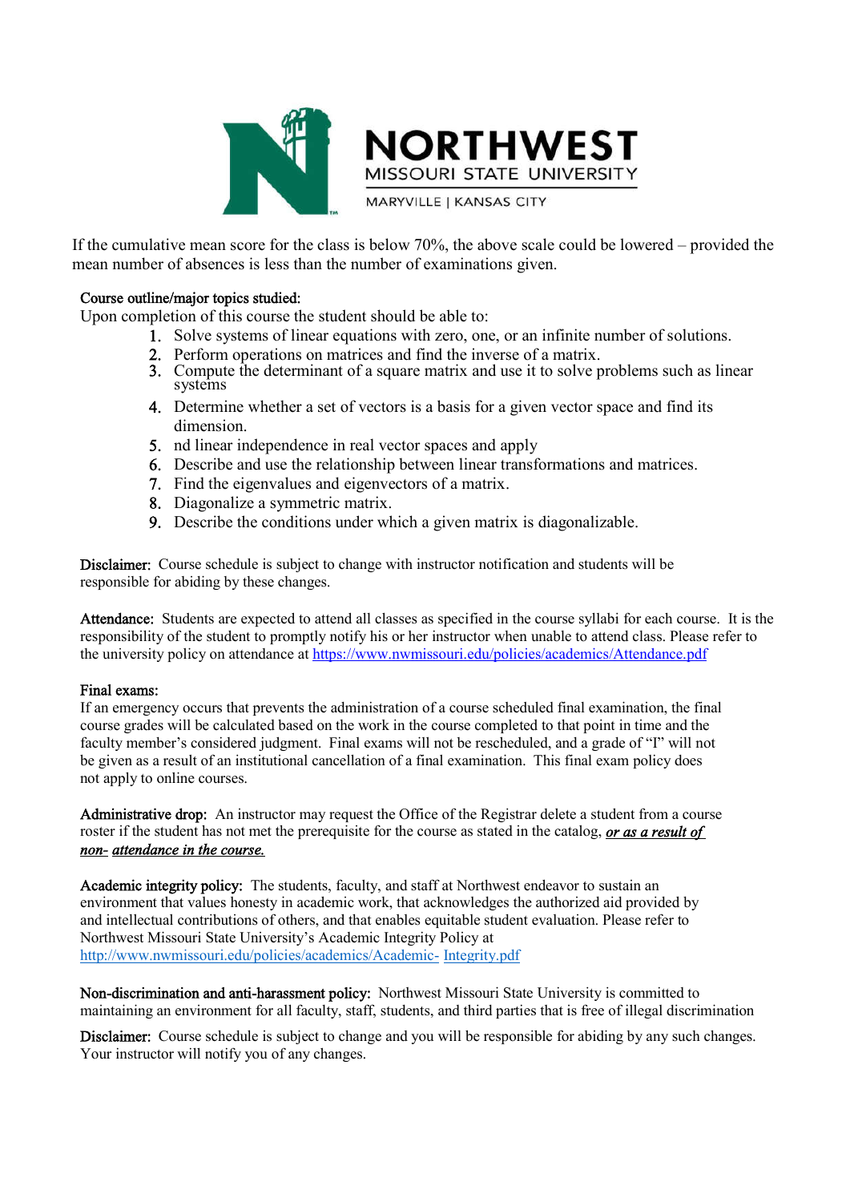If the cumulative mean score for the class is below 70%, the above scale could be lowered – provided the mean number of absences is less than the number of examinations given.

**Course outline/major topics studied:**

Upon completion of this course the student should be able to:

1. Solve systems of linear equations with zero, one, or an infinite number of solutions.
2. Perform operations on matrices and find the inverse of a matrix.
3. Compute the determinant of a square matrix and use it to solve problems such as linear systems
4. Determine whether a set of vectors is a basis for a given vector space and find its dimension.
5. nd linear independence in real vector spaces and apply
6. Describe and use the relationship between linear transformations and matrices.
7. Find the eigenvalues and eigenvectors of a matrix.
8. Diagonalize a symmetric matrix.
9. Describe the conditions under which a given matrix is diagonalizable.

**Disclaimer:** Course schedule is subject to change with instructor notification and students will be responsible for abiding by these changes.

**Attendance:** Students are expected to attend all classes as specified in the course syllabi for each course. It is the responsibility of the student to promptly notify his or her instructor when unable to attend class. Please refer to the university policy on attendance at https://www.nwmissouri.edu/policies/academics/Attendance.pdf

**Final exams:**

If an emergency occurs that prevents the administration of a course scheduled final examination, the final course grades will be calculated based on the work in the course completed to that point in time and the faculty member's considered judgment. Final exams will not be rescheduled, and a grade of "I" will not be given as a result of an institutional cancellation of a final examination. This final exam policy does not apply to online courses.

**Administrative drop:** An instructor may request the Office of the Registrar delete a student from a course roster if the student has not met the prerequisite for the course as stated in the catalog, ***or as a result of non- attendance in the course.***

**Academic integrity policy:** The students, faculty, and staff at Northwest endeavor to sustain an environment that values honesty in academic work, that acknowledges the authorized aid provided by and intellectual contributions of others, and that enables equitable student evaluation. Please refer to Northwest Missouri State University's Academic Integrity Policy at http://www.nwmissouri.edu/policies/academics/Academic- Integrity.pdf

**Non-discrimination and anti-harassment policy:** Northwest Missouri State University is committed to maintaining an environment for all faculty, staff, students, and third parties that is free of illegal discrimination

**Disclaimer:** Course schedule is subject to change and you will be responsible for abiding by any such changes. Your instructor will notify you of any changes.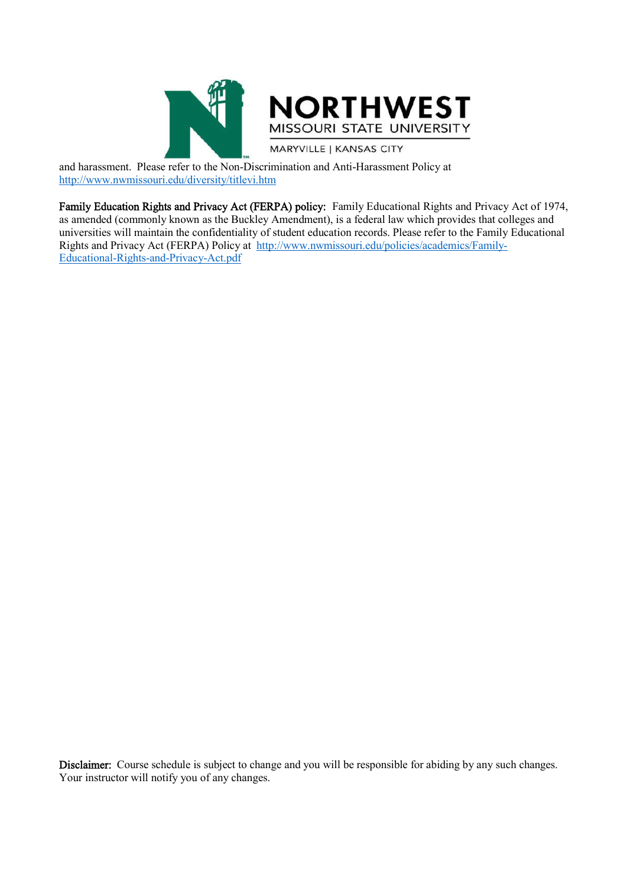and harassment. Please refer to the Non-Discrimination and Anti-Harassment Policy at http://www.nwmissouri.edu/diversity/titlevi.htm

**Family Education Rights and Privacy Act (FERPA) policy:** Family Educational Rights and Privacy Act of 1974, as amended (commonly known as the Buckley Amendment), is a federal law which provides that colleges and universities will maintain the confidentiality of student education records. Please refer to the Family Educational Rights and Privacy Act (FERPA) Policy at http://www.nwmissouri.edu/policies/academics/Family-Educational-Rights-and-Privacy-Act.pdf

**Disclaimer:** Course schedule is subject to change and you will be responsible for abiding by any such changes. Your instructor will notify you of any changes.